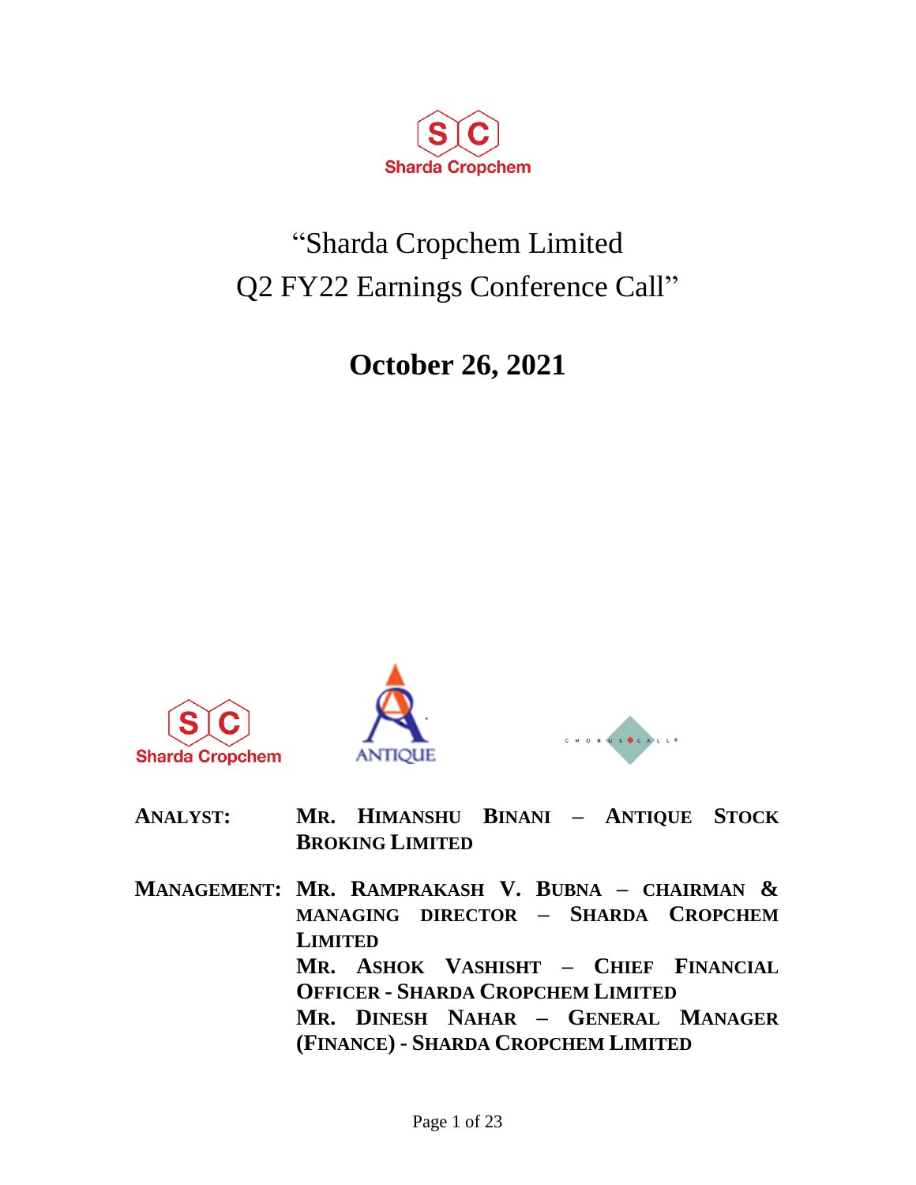Sharda Cropchem

# "Sharda Cropchem Limited Q2 FY22 Earnings Conference Call"

## October 26, 2021

Sharda Cropchem

ANTIQUE

CHORUS CALL

**ANALYST:** **MR. HIMANSHU BINANI – ANTIQUE STOCK BROKING LIMITED**

**MANAGEMENT:** **MR. RAMPRAKASH V. BUBNA – CHAIRMAN & MANAGING DIRECTOR – SHARDA CROPCHEM LIMITED**
**MR. ASHOK VASHISHT – CHIEF FINANCIAL OFFICER - SHARDA CROPCHEM LIMITED**
**MR. DINESH NAHAR – GENERAL MANAGER (FINANCE) - SHARDA CROPCHEM LIMITED**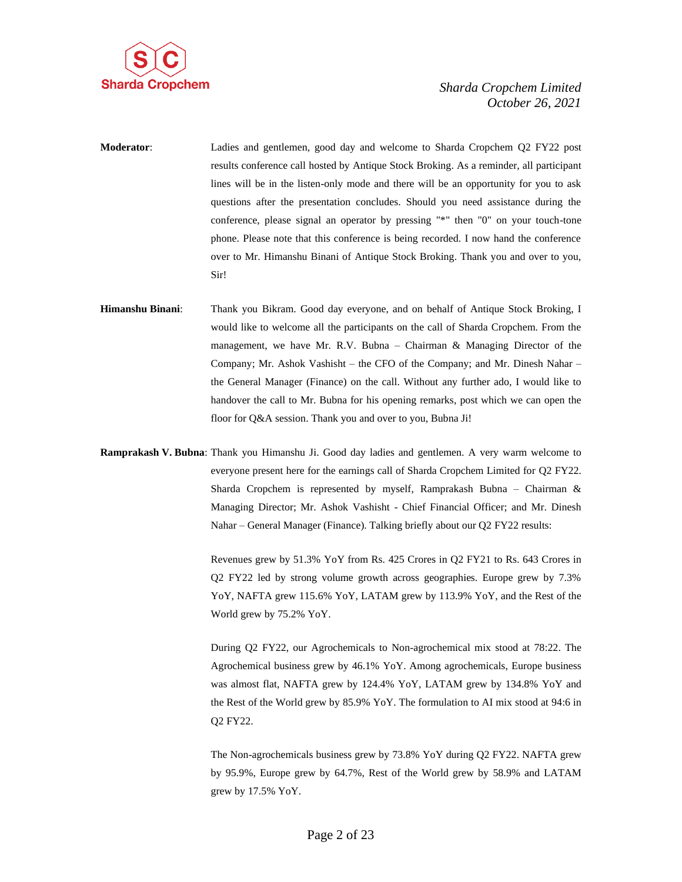**Moderator**: Ladies and gentlemen, good day and welcome to Sharda Cropchem Q2 FY22 post results conference call hosted by Antique Stock Broking. As a reminder, all participant lines will be in the listen-only mode and there will be an opportunity for you to ask questions after the presentation concludes. Should you need assistance during the conference, please signal an operator by pressing "*" then "0" on your touch-tone phone. Please note that this conference is being recorded. I now hand the conference over to Mr. Himanshu Binani of Antique Stock Broking. Thank you and over to you, Sir!

**Himanshu Binani**: Thank you Bikram. Good day everyone, and on behalf of Antique Stock Broking, I would like to welcome all the participants on the call of Sharda Cropchem. From the management, we have Mr. R.V. Bubna – Chairman & Managing Director of the Company; Mr. Ashok Vashisht – the CFO of the Company; and Mr. Dinesh Nahar – the General Manager (Finance) on the call. Without any further ado, I would like to handover the call to Mr. Bubna for his opening remarks, post which we can open the floor for Q&A session. Thank you and over to you, Bubna Ji!

**Ramprakash V. Bubna**: Thank you Himanshu Ji. Good day ladies and gentlemen. A very warm welcome to everyone present here for the earnings call of Sharda Cropchem Limited for Q2 FY22. Sharda Cropchem is represented by myself, Ramprakash Bubna – Chairman & Managing Director; Mr. Ashok Vashisht - Chief Financial Officer; and Mr. Dinesh Nahar – General Manager (Finance). Talking briefly about our Q2 FY22 results:

Revenues grew by 51.3% YoY from Rs. 425 Crores in Q2 FY21 to Rs. 643 Crores in Q2 FY22 led by strong volume growth across geographies. Europe grew by 7.3% YoY, NAFTA grew 115.6% YoY, LATAM grew by 113.9% YoY, and the Rest of the World grew by 75.2% YoY.

During Q2 FY22, our Agrochemicals to Non-agrochemical mix stood at 78:22. The Agrochemical business grew by 46.1% YoY. Among agrochemicals, Europe business was almost flat, NAFTA grew by 124.4% YoY, LATAM grew by 134.8% YoY and the Rest of the World grew by 85.9% YoY. The formulation to AI mix stood at 94:6 in Q2 FY22.

The Non-agrochemicals business grew by 73.8% YoY during Q2 FY22. NAFTA grew by 95.9%, Europe grew by 64.7%, Rest of the World grew by 58.9% and LATAM grew by 17.5% YoY.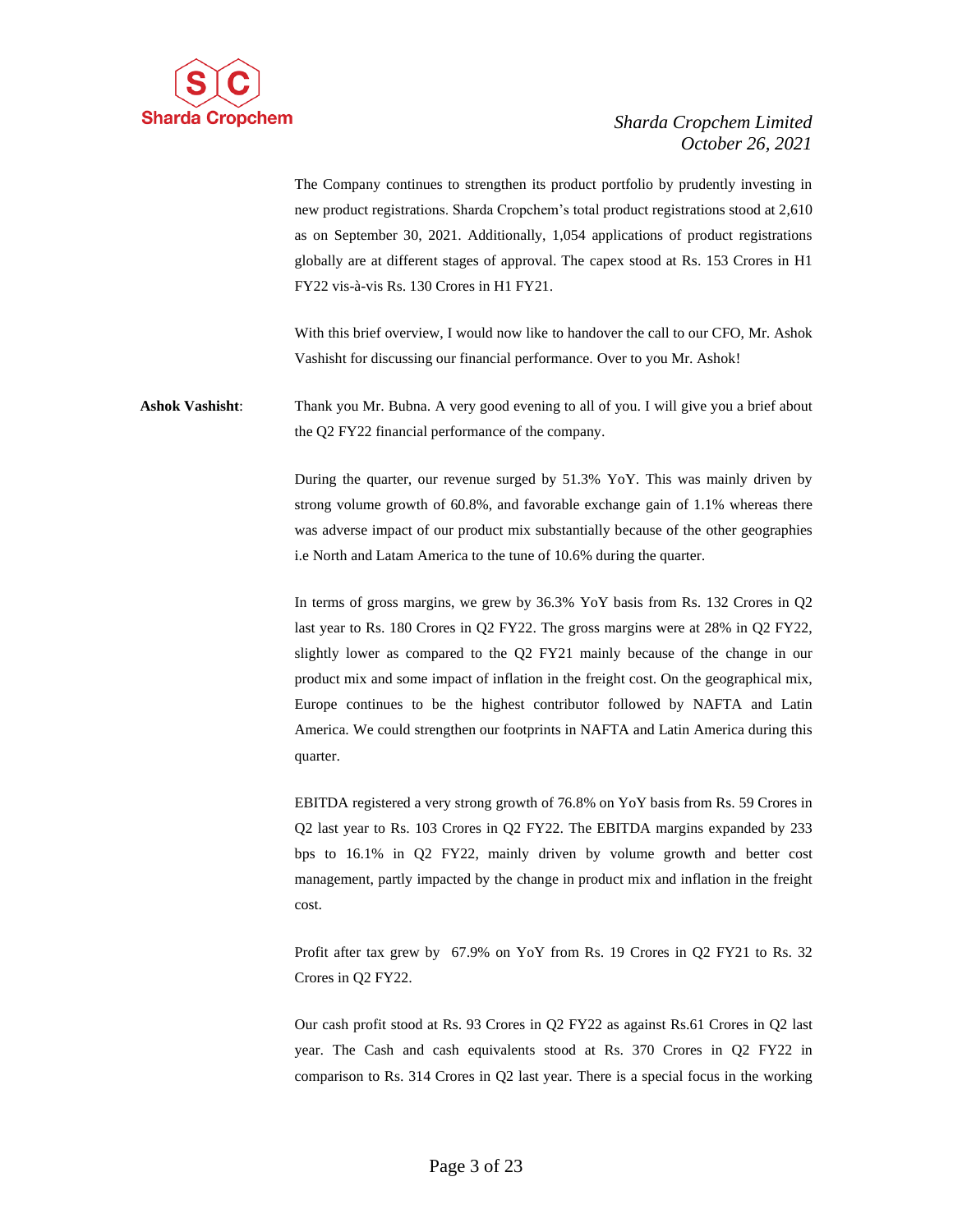The Company continues to strengthen its product portfolio by prudently investing in new product registrations. Sharda Cropchem's total product registrations stood at 2,610 as on September 30, 2021. Additionally, 1,054 applications of product registrations globally are at different stages of approval. The capex stood at Rs. 153 Crores in H1 FY22 vis-à-vis Rs. 130 Crores in H1 FY21.

With this brief overview, I would now like to handover the call to our CFO, Mr. Ashok Vashisht for discussing our financial performance. Over to you Mr. Ashok!

**Ashok Vashisht**: Thank you Mr. Bubna. A very good evening to all of you. I will give you a brief about the Q2 FY22 financial performance of the company.

During the quarter, our revenue surged by 51.3% YoY. This was mainly driven by strong volume growth of 60.8%, and favorable exchange gain of 1.1% whereas there was adverse impact of our product mix substantially because of the other geographies i.e North and Latam America to the tune of 10.6% during the quarter.

In terms of gross margins, we grew by 36.3% YoY basis from Rs. 132 Crores in Q2 last year to Rs. 180 Crores in Q2 FY22. The gross margins were at 28% in Q2 FY22, slightly lower as compared to the Q2 FY21 mainly because of the change in our product mix and some impact of inflation in the freight cost. On the geographical mix, Europe continues to be the highest contributor followed by NAFTA and Latin America. We could strengthen our footprints in NAFTA and Latin America during this quarter.

EBITDA registered a very strong growth of 76.8% on YoY basis from Rs. 59 Crores in Q2 last year to Rs. 103 Crores in Q2 FY22. The EBITDA margins expanded by 233 bps to 16.1% in Q2 FY22, mainly driven by volume growth and better cost management, partly impacted by the change in product mix and inflation in the freight cost.

Profit after tax grew by 67.9% on YoY from Rs. 19 Crores in Q2 FY21 to Rs. 32 Crores in Q2 FY22.

Our cash profit stood at Rs. 93 Crores in Q2 FY22 as against Rs.61 Crores in Q2 last year. The Cash and cash equivalents stood at Rs. 370 Crores in Q2 FY22 in comparison to Rs. 314 Crores in Q2 last year. There is a special focus in the working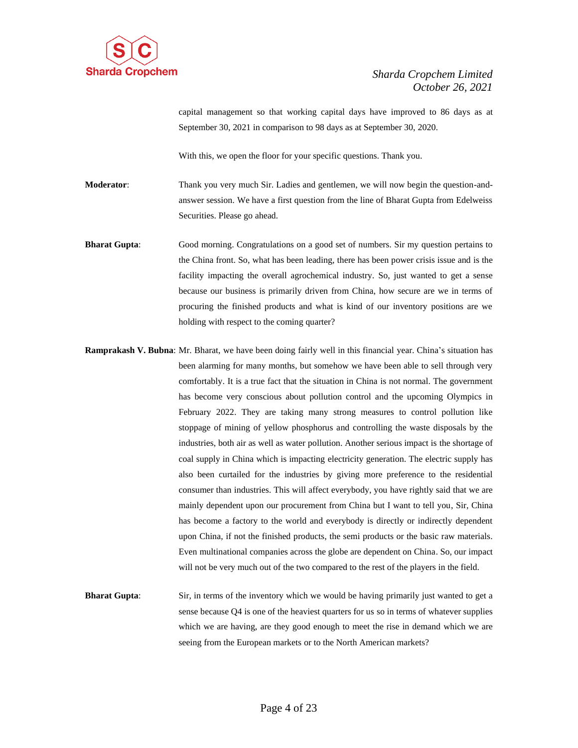capital management so that working capital days have improved to 86 days as at September 30, 2021 in comparison to 98 days as at September 30, 2020.

With this, we open the floor for your specific questions. Thank you.

**Moderator**: Thank you very much Sir. Ladies and gentlemen, we will now begin the question-and-answer session. We have a first question from the line of Bharat Gupta from Edelweiss Securities. Please go ahead.

**Bharat Gupta**: Good morning. Congratulations on a good set of numbers. Sir my question pertains to the China front. So, what has been leading, there has been power crisis issue and is the facility impacting the overall agrochemical industry. So, just wanted to get a sense because our business is primarily driven from China, how secure are we in terms of procuring the finished products and what is kind of our inventory positions are we holding with respect to the coming quarter?

**Ramprakash V. Bubna**: Mr. Bharat, we have been doing fairly well in this financial year. China's situation has been alarming for many months, but somehow we have been able to sell through very comfortably. It is a true fact that the situation in China is not normal. The government has become very conscious about pollution control and the upcoming Olympics in February 2022. They are taking many strong measures to control pollution like stoppage of mining of yellow phosphorus and controlling the waste disposals by the industries, both air as well as water pollution. Another serious impact is the shortage of coal supply in China which is impacting electricity generation. The electric supply has also been curtailed for the industries by giving more preference to the residential consumer than industries. This will affect everybody, you have rightly said that we are mainly dependent upon our procurement from China but I want to tell you, Sir, China has become a factory to the world and everybody is directly or indirectly dependent upon China, if not the finished products, the semi products or the basic raw materials. Even multinational companies across the globe are dependent on China. So, our impact will not be very much out of the two compared to the rest of the players in the field.

**Bharat Gupta**: Sir, in terms of the inventory which we would be having primarily just wanted to get a sense because Q4 is one of the heaviest quarters for us so in terms of whatever supplies which we are having, are they good enough to meet the rise in demand which we are seeing from the European markets or to the North American markets?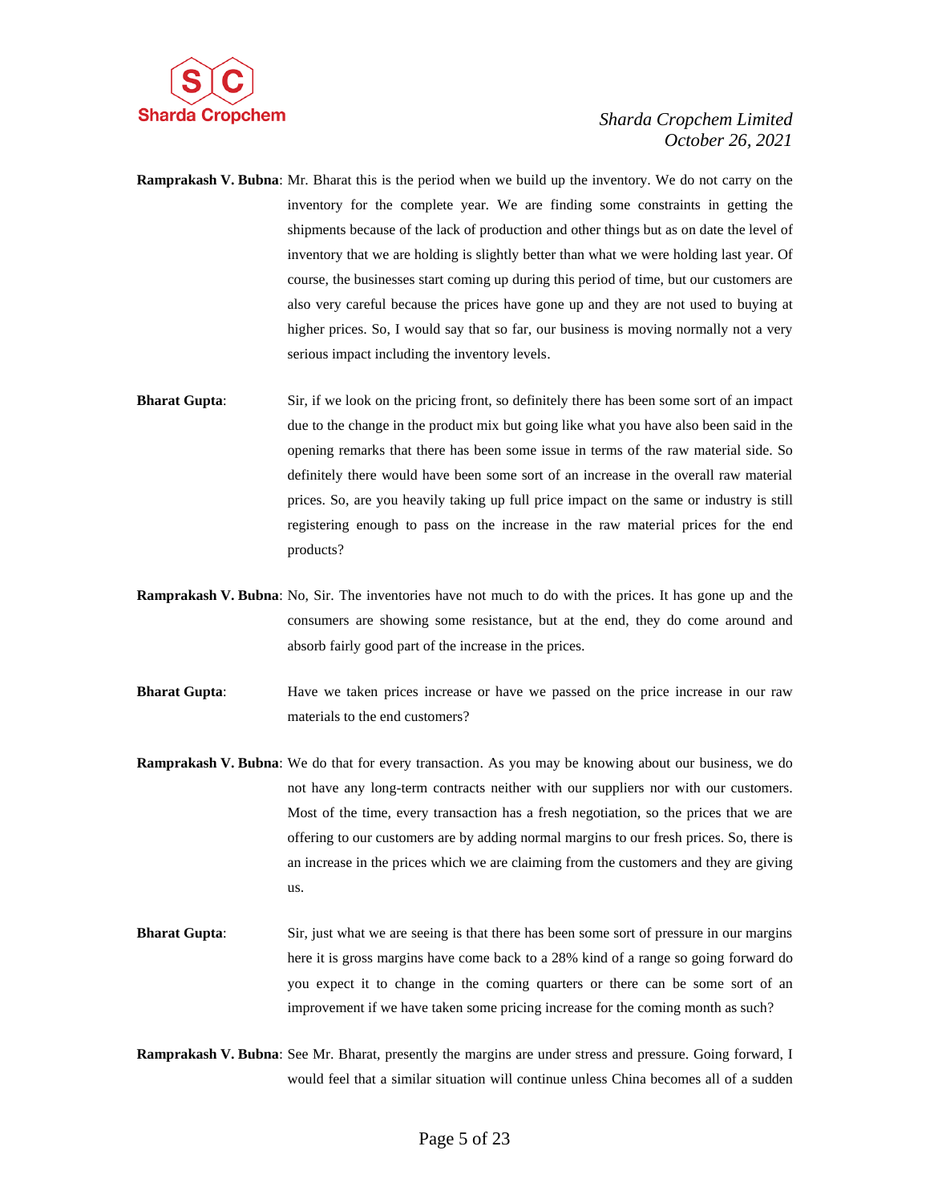**Ramprakash V. Bubna**: Mr. Bharat this is the period when we build up the inventory. We do not carry on the inventory for the complete year. We are finding some constraints in getting the shipments because of the lack of production and other things but as on date the level of inventory that we are holding is slightly better than what we were holding last year. Of course, the businesses start coming up during this period of time, but our customers are also very careful because the prices have gone up and they are not used to buying at higher prices. So, I would say that so far, our business is moving normally not a very serious impact including the inventory levels.

**Bharat Gupta**: Sir, if we look on the pricing front, so definitely there has been some sort of an impact due to the change in the product mix but going like what you have also been said in the opening remarks that there has been some issue in terms of the raw material side. So definitely there would have been some sort of an increase in the overall raw material prices. So, are you heavily taking up full price impact on the same or industry is still registering enough to pass on the increase in the raw material prices for the end products?

**Ramprakash V. Bubna**: No, Sir. The inventories have not much to do with the prices. It has gone up and the consumers are showing some resistance, but at the end, they do come around and absorb fairly good part of the increase in the prices.

**Bharat Gupta**: Have we taken prices increase or have we passed on the price increase in our raw materials to the end customers?

**Ramprakash V. Bubna**: We do that for every transaction. As you may be knowing about our business, we do not have any long-term contracts neither with our suppliers nor with our customers. Most of the time, every transaction has a fresh negotiation, so the prices that we are offering to our customers are by adding normal margins to our fresh prices. So, there is an increase in the prices which we are claiming from the customers and they are giving us.

**Bharat Gupta**: Sir, just what we are seeing is that there has been some sort of pressure in our margins here it is gross margins have come back to a 28% kind of a range so going forward do you expect it to change in the coming quarters or there can be some sort of an improvement if we have taken some pricing increase for the coming month as such?

**Ramprakash V. Bubna**: See Mr. Bharat, presently the margins are under stress and pressure. Going forward, I would feel that a similar situation will continue unless China becomes all of a sudden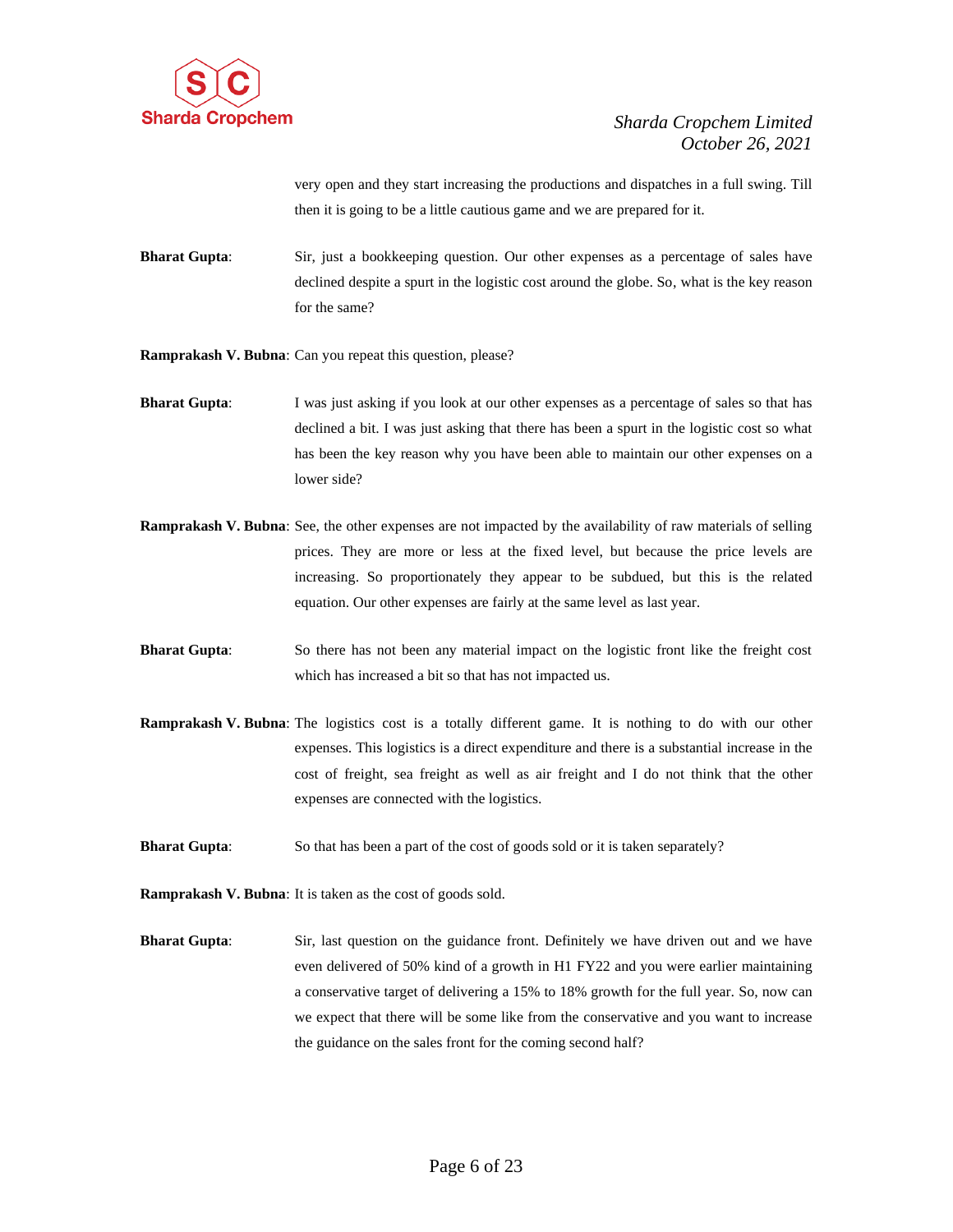very open and they start increasing the productions and dispatches in a full swing. Till then it is going to be a little cautious game and we are prepared for it.

**Bharat Gupta**: Sir, just a bookkeeping question. Our other expenses as a percentage of sales have declined despite a spurt in the logistic cost around the globe. So, what is the key reason for the same?

**Ramprakash V. Bubna**: Can you repeat this question, please?

**Bharat Gupta**: I was just asking if you look at our other expenses as a percentage of sales so that has declined a bit. I was just asking that there has been a spurt in the logistic cost so what has been the key reason why you have been able to maintain our other expenses on a lower side?

**Ramprakash V. Bubna**: See, the other expenses are not impacted by the availability of raw materials of selling prices. They are more or less at the fixed level, but because the price levels are increasing. So proportionately they appear to be subdued, but this is the related equation. Our other expenses are fairly at the same level as last year.

**Bharat Gupta**: So there has not been any material impact on the logistic front like the freight cost which has increased a bit so that has not impacted us.

**Ramprakash V. Bubna**: The logistics cost is a totally different game. It is nothing to do with our other expenses. This logistics is a direct expenditure and there is a substantial increase in the cost of freight, sea freight as well as air freight and I do not think that the other expenses are connected with the logistics.

**Bharat Gupta**: So that has been a part of the cost of goods sold or it is taken separately?

**Ramprakash V. Bubna**: It is taken as the cost of goods sold.

**Bharat Gupta**: Sir, last question on the guidance front. Definitely we have driven out and we have even delivered of 50% kind of a growth in H1 FY22 and you were earlier maintaining a conservative target of delivering a 15% to 18% growth for the full year. So, now can we expect that there will be some like from the conservative and you want to increase the guidance on the sales front for the coming second half?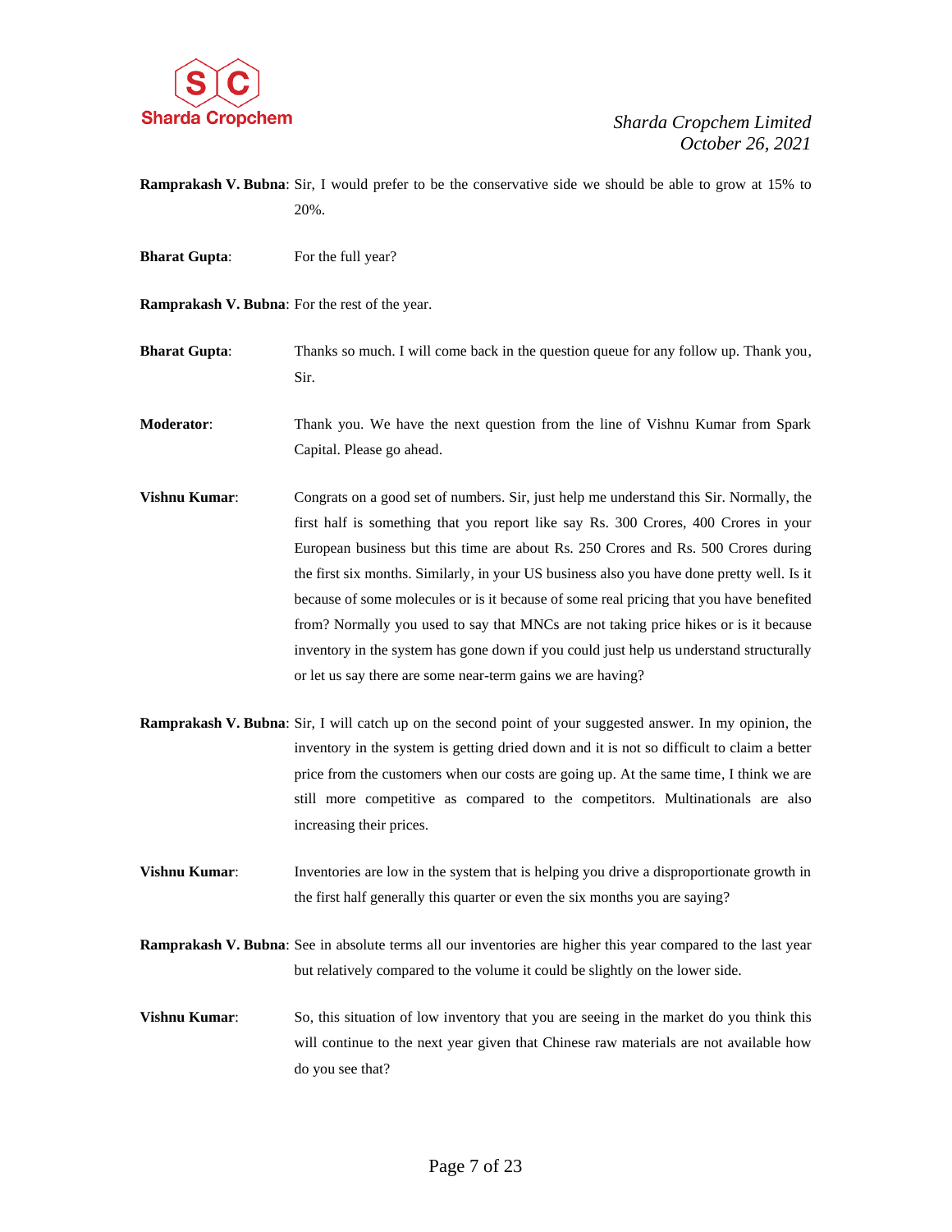**Ramprakash V. Bubna**: Sir, I would prefer to be the conservative side we should be able to grow at 15% to 20%.

**Bharat Gupta**: For the full year?

**Ramprakash V. Bubna**: For the rest of the year.

**Bharat Gupta**: Thanks so much. I will come back in the question queue for any follow up. Thank you, Sir.

**Moderator**: Thank you. We have the next question from the line of Vishnu Kumar from Spark Capital. Please go ahead.

**Vishnu Kumar**: Congrats on a good set of numbers. Sir, just help me understand this Sir. Normally, the first half is something that you report like say Rs. 300 Crores, 400 Crores in your European business but this time are about Rs. 250 Crores and Rs. 500 Crores during the first six months. Similarly, in your US business also you have done pretty well. Is it because of some molecules or is it because of some real pricing that you have benefited from? Normally you used to say that MNCs are not taking price hikes or is it because inventory in the system has gone down if you could just help us understand structurally or let us say there are some near-term gains we are having?

**Ramprakash V. Bubna**: Sir, I will catch up on the second point of your suggested answer. In my opinion, the inventory in the system is getting dried down and it is not so difficult to claim a better price from the customers when our costs are going up. At the same time, I think we are still more competitive as compared to the competitors. Multinationals are also increasing their prices.

**Vishnu Kumar**: Inventories are low in the system that is helping you drive a disproportionate growth in the first half generally this quarter or even the six months you are saying?

**Ramprakash V. Bubna**: See in absolute terms all our inventories are higher this year compared to the last year but relatively compared to the volume it could be slightly on the lower side.

**Vishnu Kumar**: So, this situation of low inventory that you are seeing in the market do you think this will continue to the next year given that Chinese raw materials are not available how do you see that?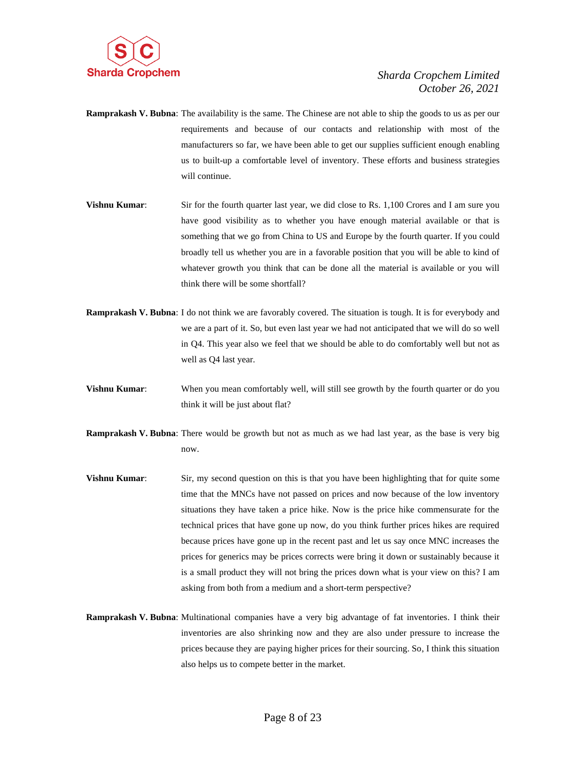**Ramprakash V. Bubna**: The availability is the same. The Chinese are not able to ship the goods to us as per our requirements and because of our contacts and relationship with most of the manufacturers so far, we have been able to get our supplies sufficient enough enabling us to built-up a comfortable level of inventory. These efforts and business strategies will continue.

**Vishnu Kumar**: Sir for the fourth quarter last year, we did close to Rs. 1,100 Crores and I am sure you have good visibility as to whether you have enough material available or that is something that we go from China to US and Europe by the fourth quarter. If you could broadly tell us whether you are in a favorable position that you will be able to kind of whatever growth you think that can be done all the material is available or you will think there will be some shortfall?

**Ramprakash V. Bubna**: I do not think we are favorably covered. The situation is tough. It is for everybody and we are a part of it. So, but even last year we had not anticipated that we will do so well in Q4. This year also we feel that we should be able to do comfortably well but not as well as Q4 last year.

**Vishnu Kumar**: When you mean comfortably well, will still see growth by the fourth quarter or do you think it will be just about flat?

**Ramprakash V. Bubna**: There would be growth but not as much as we had last year, as the base is very big now.

**Vishnu Kumar**: Sir, my second question on this is that you have been highlighting that for quite some time that the MNCs have not passed on prices and now because of the low inventory situations they have taken a price hike. Now is the price hike commensurate for the technical prices that have gone up now, do you think further prices hikes are required because prices have gone up in the recent past and let us say once MNC increases the prices for generics may be prices corrects were bring it down or sustainably because it is a small product they will not bring the prices down what is your view on this? I am asking from both from a medium and a short-term perspective?

**Ramprakash V. Bubna**: Multinational companies have a very big advantage of fat inventories. I think their inventories are also shrinking now and they are also under pressure to increase the prices because they are paying higher prices for their sourcing. So, I think this situation also helps us to compete better in the market.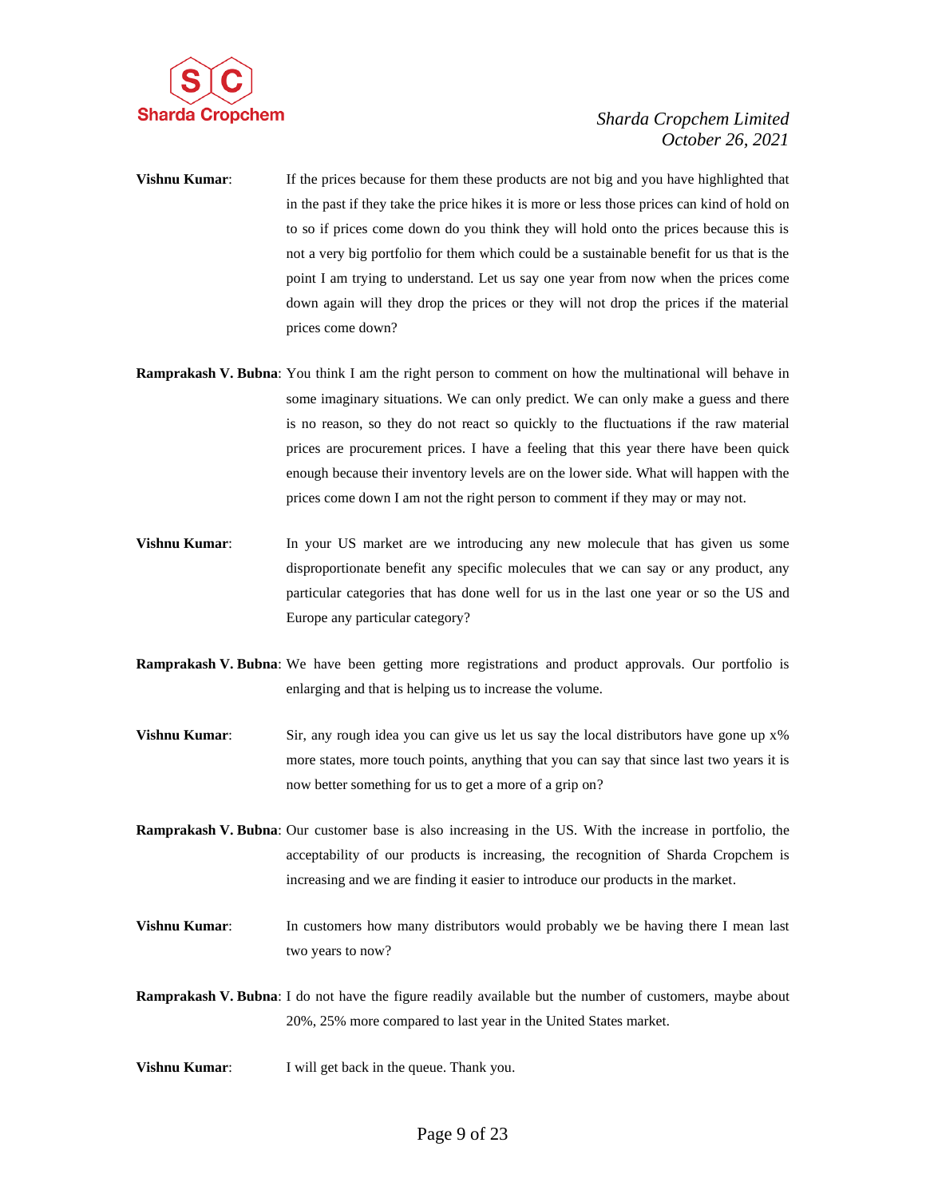**Vishnu Kumar**: If the prices because for them these products are not big and you have highlighted that in the past if they take the price hikes it is more or less those prices can kind of hold on to so if prices come down do you think they will hold onto the prices because this is not a very big portfolio for them which could be a sustainable benefit for us that is the point I am trying to understand. Let us say one year from now when the prices come down again will they drop the prices or they will not drop the prices if the material prices come down?

**Ramprakash V. Bubna**: You think I am the right person to comment on how the multinational will behave in some imaginary situations. We can only predict. We can only make a guess and there is no reason, so they do not react so quickly to the fluctuations if the raw material prices are procurement prices. I have a feeling that this year there have been quick enough because their inventory levels are on the lower side. What will happen with the prices come down I am not the right person to comment if they may or may not.

**Vishnu Kumar**: In your US market are we introducing any new molecule that has given us some disproportionate benefit any specific molecules that we can say or any product, any particular categories that has done well for us in the last one year or so the US and Europe any particular category?

**Ramprakash V. Bubna**: We have been getting more registrations and product approvals. Our portfolio is enlarging and that is helping us to increase the volume.

**Vishnu Kumar**: Sir, any rough idea you can give us let us say the local distributors have gone up x% more states, more touch points, anything that you can say that since last two years it is now better something for us to get a more of a grip on?

**Ramprakash V. Bubna**: Our customer base is also increasing in the US. With the increase in portfolio, the acceptability of our products is increasing, the recognition of Sharda Cropchem is increasing and we are finding it easier to introduce our products in the market.

**Vishnu Kumar**: In customers how many distributors would probably we be having there I mean last two years to now?

**Ramprakash V. Bubna**: I do not have the figure readily available but the number of customers, maybe about 20%, 25% more compared to last year in the United States market.

**Vishnu Kumar**: I will get back in the queue. Thank you.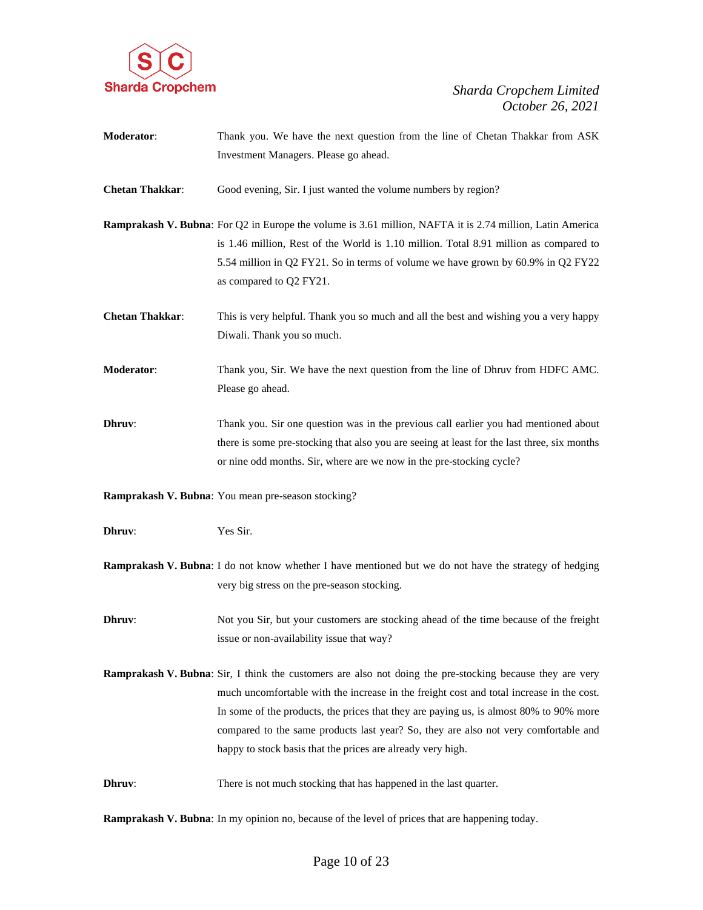**Moderator**: Thank you. We have the next question from the line of Chetan Thakkar from ASK Investment Managers. Please go ahead.

**Chetan Thakkar**: Good evening, Sir. I just wanted the volume numbers by region?

**Ramprakash V. Bubna**: For Q2 in Europe the volume is 3.61 million, NAFTA it is 2.74 million, Latin America is 1.46 million, Rest of the World is 1.10 million. Total 8.91 million as compared to 5.54 million in Q2 FY21. So in terms of volume we have grown by 60.9% in Q2 FY22 as compared to Q2 FY21.

**Chetan Thakkar**: This is very helpful. Thank you so much and all the best and wishing you a very happy Diwali. Thank you so much.

**Moderator**: Thank you, Sir. We have the next question from the line of Dhruv from HDFC AMC. Please go ahead.

**Dhruv**: Thank you. Sir one question was in the previous call earlier you had mentioned about there is some pre-stocking that also you are seeing at least for the last three, six months or nine odd months. Sir, where are we now in the pre-stocking cycle?

**Ramprakash V. Bubna**: You mean pre-season stocking?

**Dhruv**: Yes Sir.

**Ramprakash V. Bubna**: I do not know whether I have mentioned but we do not have the strategy of hedging very big stress on the pre-season stocking.

**Dhruv**: Not you Sir, but your customers are stocking ahead of the time because of the freight issue or non-availability issue that way?

**Ramprakash V. Bubna**: Sir, I think the customers are also not doing the pre-stocking because they are very much uncomfortable with the increase in the freight cost and total increase in the cost. In some of the products, the prices that they are paying us, is almost 80% to 90% more compared to the same products last year? So, they are also not very comfortable and happy to stock basis that the prices are already very high.

**Dhruv**: There is not much stocking that has happened in the last quarter.

**Ramprakash V. Bubna**: In my opinion no, because of the level of prices that are happening today.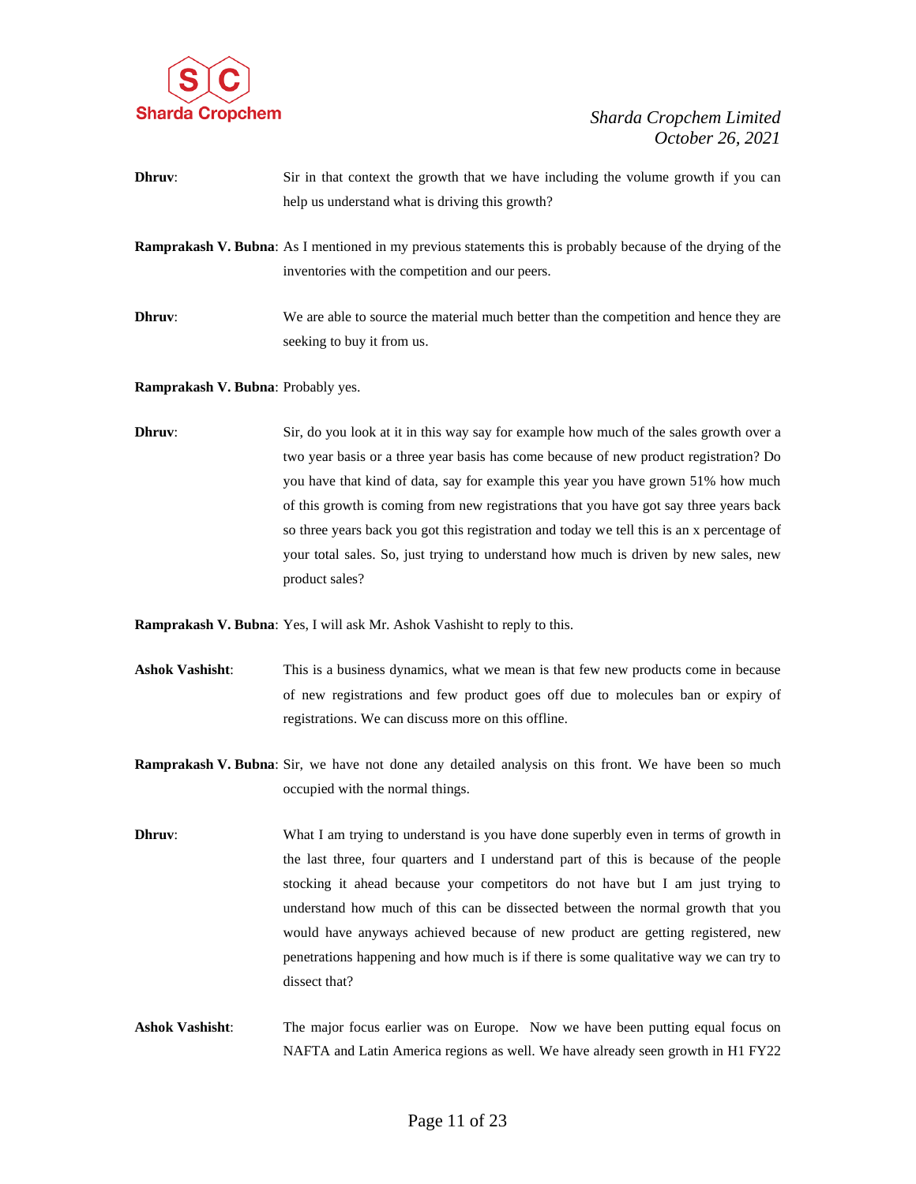**Dhruv**: Sir in that context the growth that we have including the volume growth if you can help us understand what is driving this growth?

**Ramprakash V. Bubna**: As I mentioned in my previous statements this is probably because of the drying of the inventories with the competition and our peers.

**Dhruv**: We are able to source the material much better than the competition and hence they are seeking to buy it from us.

**Ramprakash V. Bubna**: Probably yes.

**Dhruv**: Sir, do you look at it in this way say for example how much of the sales growth over a two year basis or a three year basis has come because of new product registration? Do you have that kind of data, say for example this year you have grown 51% how much of this growth is coming from new registrations that you have got say three years back so three years back you got this registration and today we tell this is an x percentage of your total sales. So, just trying to understand how much is driven by new sales, new product sales?

**Ramprakash V. Bubna**: Yes, I will ask Mr. Ashok Vashisht to reply to this.

**Ashok Vashisht**: This is a business dynamics, what we mean is that few new products come in because of new registrations and few product goes off due to molecules ban or expiry of registrations. We can discuss more on this offline.

**Ramprakash V. Bubna**: Sir, we have not done any detailed analysis on this front. We have been so much occupied with the normal things.

**Dhruv**: What I am trying to understand is you have done superbly even in terms of growth in the last three, four quarters and I understand part of this is because of the people stocking it ahead because your competitors do not have but I am just trying to understand how much of this can be dissected between the normal growth that you would have anyways achieved because of new product are getting registered, new penetrations happening and how much is if there is some qualitative way we can try to dissect that?

**Ashok Vashisht**: The major focus earlier was on Europe. Now we have been putting equal focus on NAFTA and Latin America regions as well. We have already seen growth in H1 FY22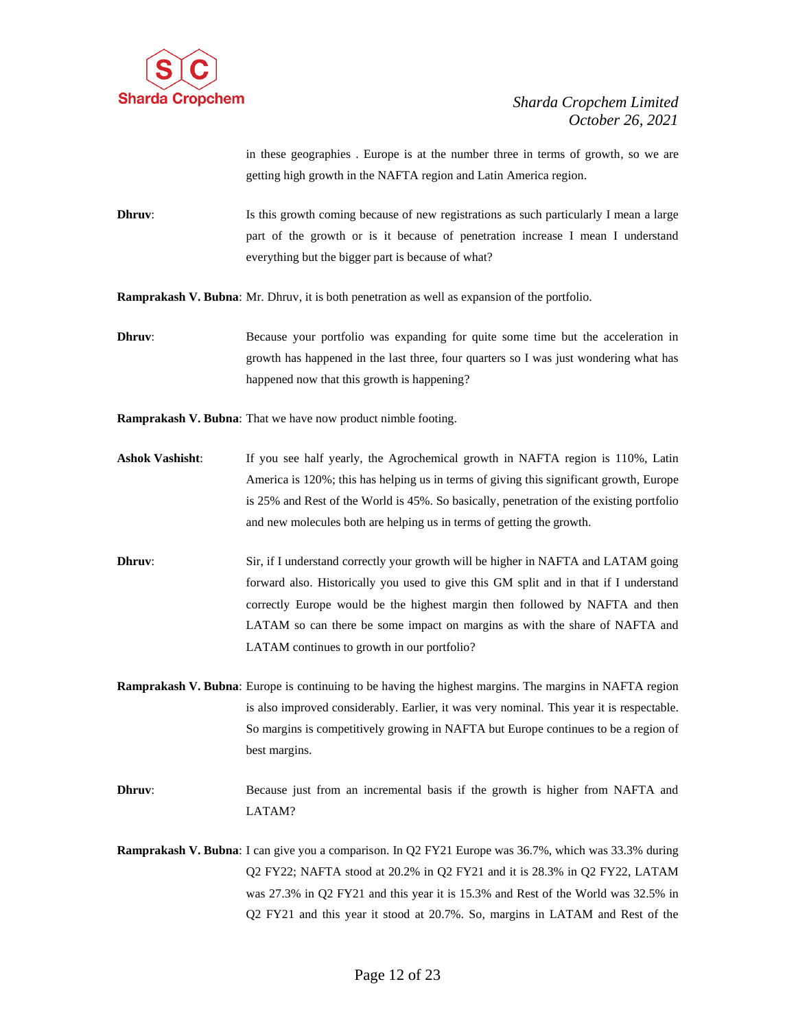in these geographies . Europe is at the number three in terms of growth, so we are getting high growth in the NAFTA region and Latin America region.

**Dhruv**: Is this growth coming because of new registrations as such particularly I mean a large part of the growth or is it because of penetration increase I mean I understand everything but the bigger part is because of what?

**Ramprakash V. Bubna**: Mr. Dhruv, it is both penetration as well as expansion of the portfolio.

**Dhruv**: Because your portfolio was expanding for quite some time but the acceleration in growth has happened in the last three, four quarters so I was just wondering what has happened now that this growth is happening?

**Ramprakash V. Bubna**: That we have now product nimble footing.

**Ashok Vashisht**: If you see half yearly, the Agrochemical growth in NAFTA region is 110%, Latin America is 120%; this has helping us in terms of giving this significant growth, Europe is 25% and Rest of the World is 45%. So basically, penetration of the existing portfolio and new molecules both are helping us in terms of getting the growth.

**Dhruv**: Sir, if I understand correctly your growth will be higher in NAFTA and LATAM going forward also. Historically you used to give this GM split and in that if I understand correctly Europe would be the highest margin then followed by NAFTA and then LATAM so can there be some impact on margins as with the share of NAFTA and LATAM continues to growth in our portfolio?

**Ramprakash V. Bubna**: Europe is continuing to be having the highest margins. The margins in NAFTA region is also improved considerably. Earlier, it was very nominal. This year it is respectable. So margins is competitively growing in NAFTA but Europe continues to be a region of best margins.

**Dhruv**: Because just from an incremental basis if the growth is higher from NAFTA and LATAM?

**Ramprakash V. Bubna**: I can give you a comparison. In Q2 FY21 Europe was 36.7%, which was 33.3% during Q2 FY22; NAFTA stood at 20.2% in Q2 FY21 and it is 28.3% in Q2 FY22, LATAM was 27.3% in Q2 FY21 and this year it is 15.3% and Rest of the World was 32.5% in Q2 FY21 and this year it stood at 20.7%. So, margins in LATAM and Rest of the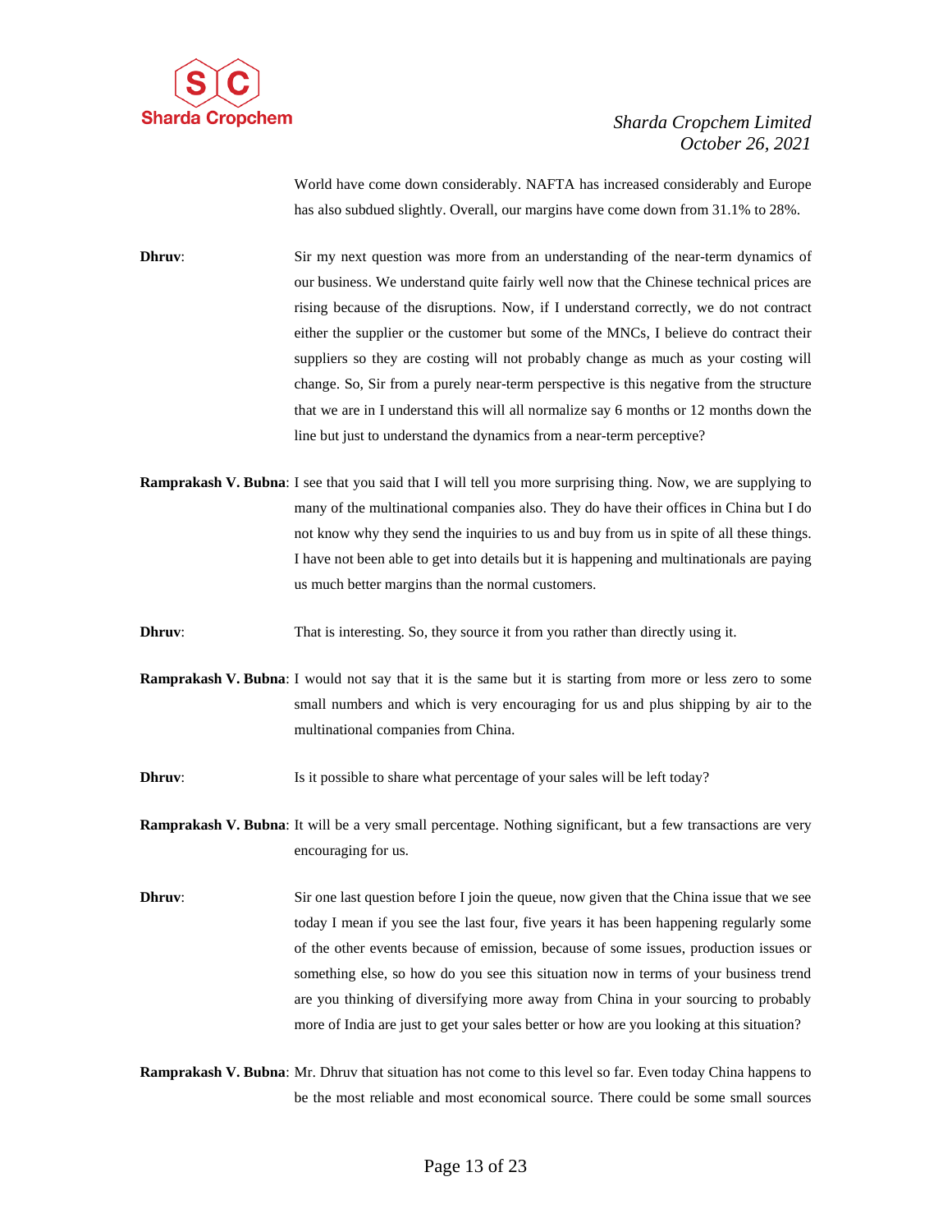World have come down considerably. NAFTA has increased considerably and Europe has also subdued slightly. Overall, our margins have come down from 31.1% to 28%.

**Dhruv**: Sir my next question was more from an understanding of the near-term dynamics of our business. We understand quite fairly well now that the Chinese technical prices are rising because of the disruptions. Now, if I understand correctly, we do not contract either the supplier or the customer but some of the MNCs, I believe do contract their suppliers so they are costing will not probably change as much as your costing will change. So, Sir from a purely near-term perspective is this negative from the structure that we are in I understand this will all normalize say 6 months or 12 months down the line but just to understand the dynamics from a near-term perceptive?

**Ramprakash V. Bubna**: I see that you said that I will tell you more surprising thing. Now, we are supplying to many of the multinational companies also. They do have their offices in China but I do not know why they send the inquiries to us and buy from us in spite of all these things. I have not been able to get into details but it is happening and multinationals are paying us much better margins than the normal customers.

**Dhruv**: That is interesting. So, they source it from you rather than directly using it.

**Ramprakash V. Bubna**: I would not say that it is the same but it is starting from more or less zero to some small numbers and which is very encouraging for us and plus shipping by air to the multinational companies from China.

**Dhruv**: Is it possible to share what percentage of your sales will be left today?

**Ramprakash V. Bubna**: It will be a very small percentage. Nothing significant, but a few transactions are very encouraging for us.

**Dhruv**: Sir one last question before I join the queue, now given that the China issue that we see today I mean if you see the last four, five years it has been happening regularly some of the other events because of emission, because of some issues, production issues or something else, so how do you see this situation now in terms of your business trend are you thinking of diversifying more away from China in your sourcing to probably more of India are just to get your sales better or how are you looking at this situation?

**Ramprakash V. Bubna**: Mr. Dhruv that situation has not come to this level so far. Even today China happens to be the most reliable and most economical source. There could be some small sources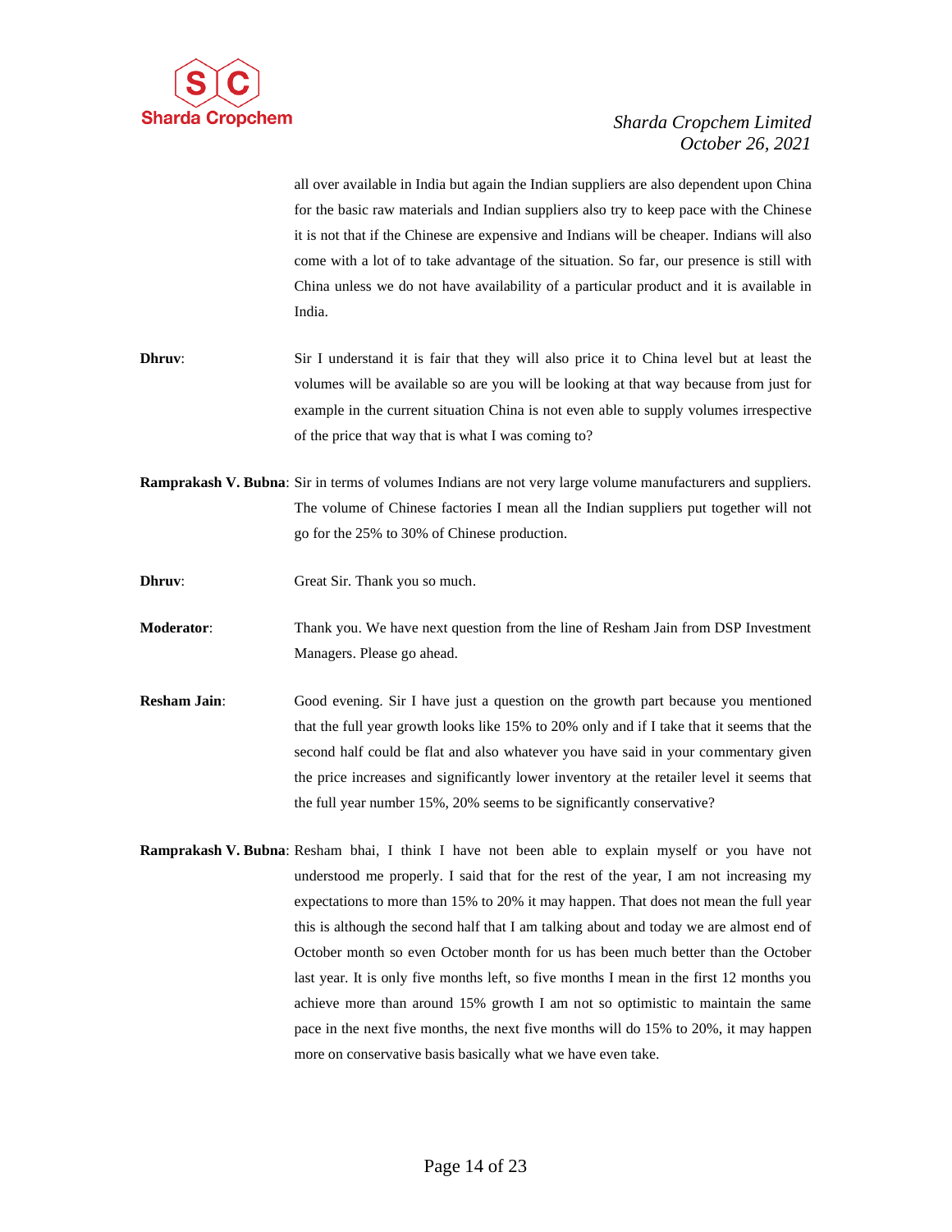all over available in India but again the Indian suppliers are also dependent upon China for the basic raw materials and Indian suppliers also try to keep pace with the Chinese it is not that if the Chinese are expensive and Indians will be cheaper. Indians will also come with a lot of to take advantage of the situation. So far, our presence is still with China unless we do not have availability of a particular product and it is available in India.

**Dhruv**: Sir I understand it is fair that they will also price it to China level but at least the volumes will be available so are you will be looking at that way because from just for example in the current situation China is not even able to supply volumes irrespective of the price that way that is what I was coming to?

**Ramprakash V. Bubna**: Sir in terms of volumes Indians are not very large volume manufacturers and suppliers. The volume of Chinese factories I mean all the Indian suppliers put together will not go for the 25% to 30% of Chinese production.

**Dhruv**: Great Sir. Thank you so much.

**Moderator**: Thank you. We have next question from the line of Resham Jain from DSP Investment Managers. Please go ahead.

**Resham Jain**: Good evening. Sir I have just a question on the growth part because you mentioned that the full year growth looks like 15% to 20% only and if I take that it seems that the second half could be flat and also whatever you have said in your commentary given the price increases and significantly lower inventory at the retailer level it seems that the full year number 15%, 20% seems to be significantly conservative?

**Ramprakash V. Bubna**: Resham bhai, I think I have not been able to explain myself or you have not understood me properly. I said that for the rest of the year, I am not increasing my expectations to more than 15% to 20% it may happen. That does not mean the full year this is although the second half that I am talking about and today we are almost end of October month so even October month for us has been much better than the October last year. It is only five months left, so five months I mean in the first 12 months you achieve more than around 15% growth I am not so optimistic to maintain the same pace in the next five months, the next five months will do 15% to 20%, it may happen more on conservative basis basically what we have even take.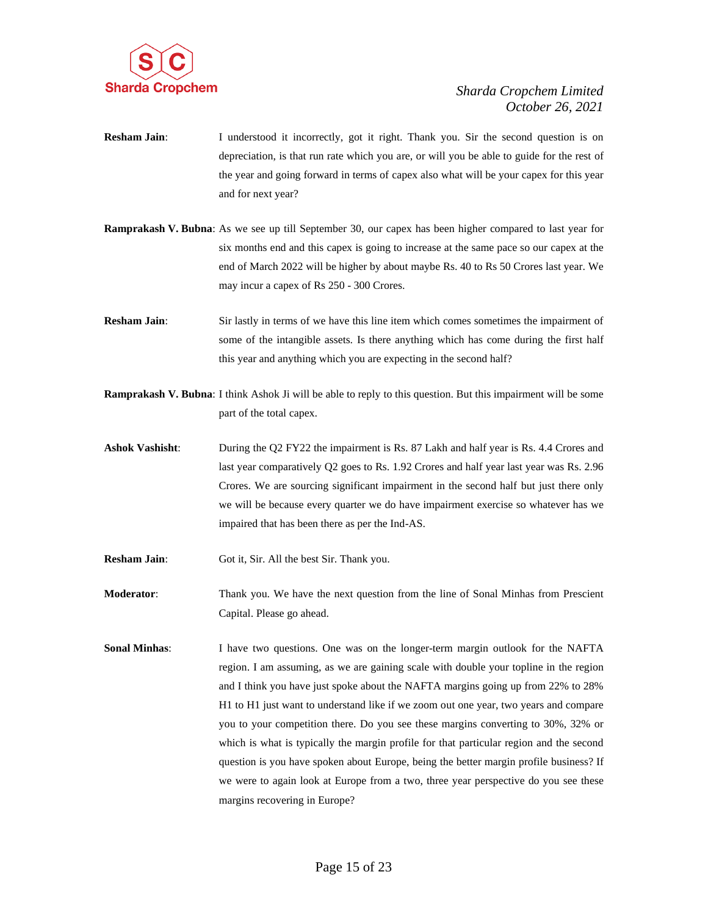**Resham Jain**: I understood it incorrectly, got it right. Thank you. Sir the second question is on depreciation, is that run rate which you are, or will you be able to guide for the rest of the year and going forward in terms of capex also what will be your capex for this year and for next year?

**Ramprakash V. Bubna**: As we see up till September 30, our capex has been higher compared to last year for six months end and this capex is going to increase at the same pace so our capex at the end of March 2022 will be higher by about maybe Rs. 40 to Rs 50 Crores last year. We may incur a capex of Rs 250 - 300 Crores.

**Resham Jain**: Sir lastly in terms of we have this line item which comes sometimes the impairment of some of the intangible assets. Is there anything which has come during the first half this year and anything which you are expecting in the second half?

**Ramprakash V. Bubna**: I think Ashok Ji will be able to reply to this question. But this impairment will be some part of the total capex.

**Ashok Vashisht**: During the Q2 FY22 the impairment is Rs. 87 Lakh and half year is Rs. 4.4 Crores and last year comparatively Q2 goes to Rs. 1.92 Crores and half year last year was Rs. 2.96 Crores. We are sourcing significant impairment in the second half but just there only we will be because every quarter we do have impairment exercise so whatever has we impaired that has been there as per the Ind-AS.

**Resham Jain**: Got it, Sir. All the best Sir. Thank you.

**Moderator**: Thank you. We have the next question from the line of Sonal Minhas from Prescient Capital. Please go ahead.

**Sonal Minhas**: I have two questions. One was on the longer-term margin outlook for the NAFTA region. I am assuming, as we are gaining scale with double your topline in the region and I think you have just spoke about the NAFTA margins going up from 22% to 28% H1 to H1 just want to understand like if we zoom out one year, two years and compare you to your competition there. Do you see these margins converting to 30%, 32% or which is what is typically the margin profile for that particular region and the second question is you have spoken about Europe, being the better margin profile business? If we were to again look at Europe from a two, three year perspective do you see these margins recovering in Europe?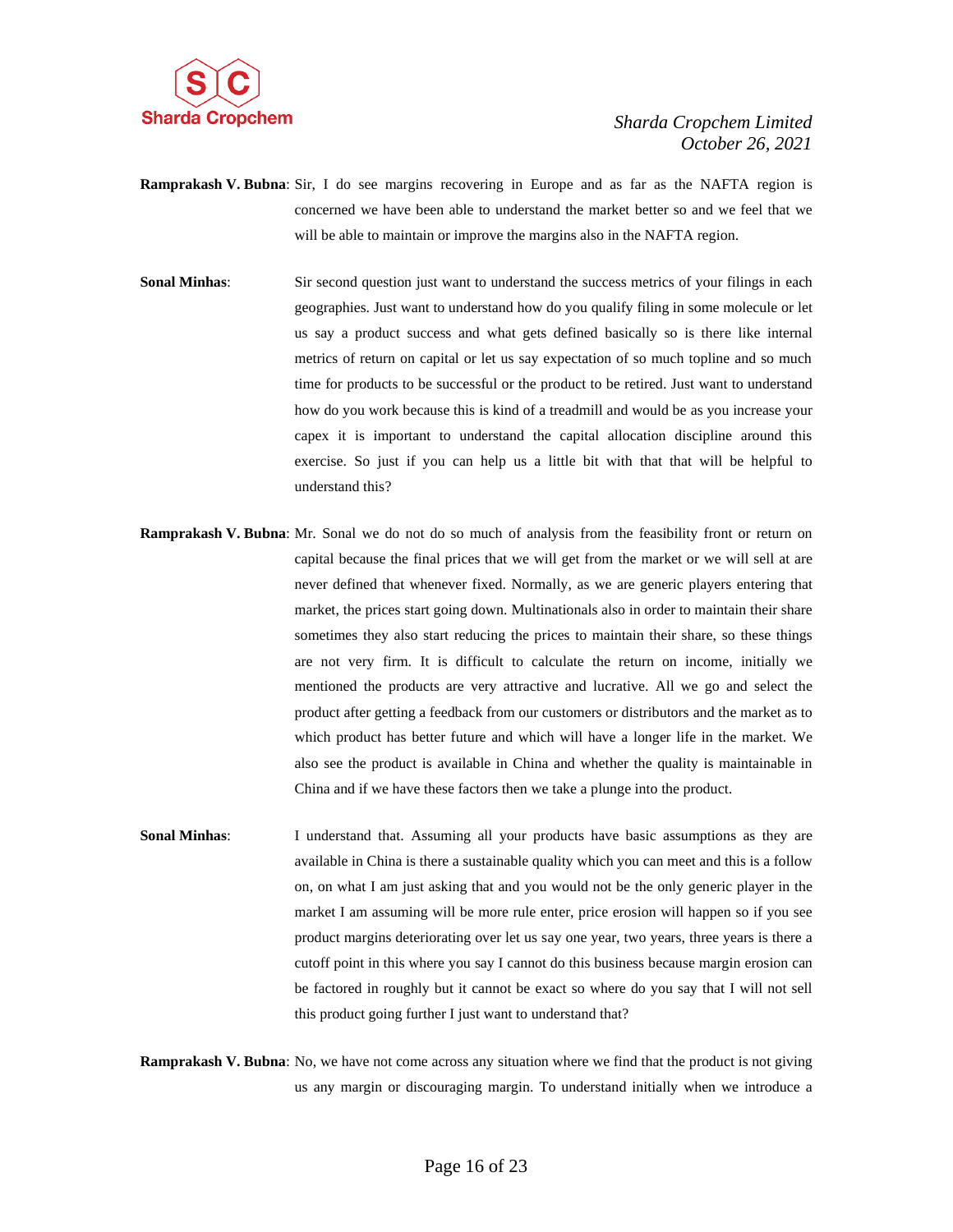**Ramprakash V. Bubna**: Sir, I do see margins recovering in Europe and as far as the NAFTA region is concerned we have been able to understand the market better so and we feel that we will be able to maintain or improve the margins also in the NAFTA region.

**Sonal Minhas**: Sir second question just want to understand the success metrics of your filings in each geographies. Just want to understand how do you qualify filing in some molecule or let us say a product success and what gets defined basically so is there like internal metrics of return on capital or let us say expectation of so much topline and so much time for products to be successful or the product to be retired. Just want to understand how do you work because this is kind of a treadmill and would be as you increase your capex it is important to understand the capital allocation discipline around this exercise. So just if you can help us a little bit with that that will be helpful to understand this?

**Ramprakash V. Bubna**: Mr. Sonal we do not do so much of analysis from the feasibility front or return on capital because the final prices that we will get from the market or we will sell at are never defined that whenever fixed. Normally, as we are generic players entering that market, the prices start going down. Multinationals also in order to maintain their share sometimes they also start reducing the prices to maintain their share, so these things are not very firm. It is difficult to calculate the return on income, initially we mentioned the products are very attractive and lucrative. All we go and select the product after getting a feedback from our customers or distributors and the market as to which product has better future and which will have a longer life in the market. We also see the product is available in China and whether the quality is maintainable in China and if we have these factors then we take a plunge into the product.

**Sonal Minhas**: I understand that. Assuming all your products have basic assumptions as they are available in China is there a sustainable quality which you can meet and this is a follow on, on what I am just asking that and you would not be the only generic player in the market I am assuming will be more rule enter, price erosion will happen so if you see product margins deteriorating over let us say one year, two years, three years is there a cutoff point in this where you say I cannot do this business because margin erosion can be factored in roughly but it cannot be exact so where do you say that I will not sell this product going further I just want to understand that?

**Ramprakash V. Bubna**: No, we have not come across any situation where we find that the product is not giving us any margin or discouraging margin. To understand initially when we introduce a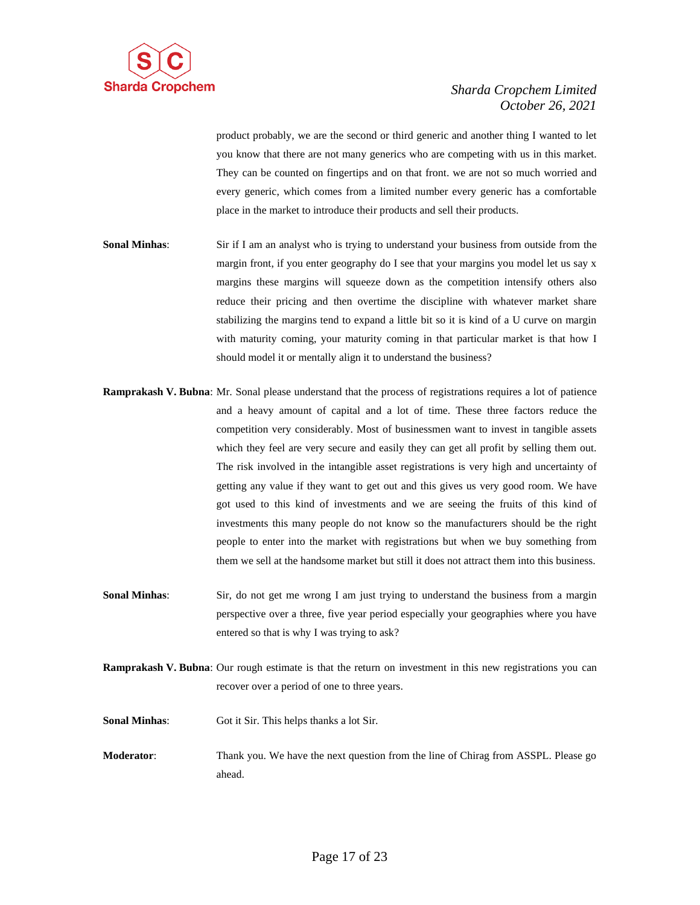product probably, we are the second or third generic and another thing I wanted to let you know that there are not many generics who are competing with us in this market. They can be counted on fingertips and on that front. we are not so much worried and every generic, which comes from a limited number every generic has a comfortable place in the market to introduce their products and sell their products.

**Sonal Minhas**: Sir if I am an analyst who is trying to understand your business from outside from the margin front, if you enter geography do I see that your margins you model let us say x margins these margins will squeeze down as the competition intensify others also reduce their pricing and then overtime the discipline with whatever market share stabilizing the margins tend to expand a little bit so it is kind of a U curve on margin with maturity coming, your maturity coming in that particular market is that how I should model it or mentally align it to understand the business?

**Ramprakash V. Bubna**: Mr. Sonal please understand that the process of registrations requires a lot of patience and a heavy amount of capital and a lot of time. These three factors reduce the competition very considerably. Most of businessmen want to invest in tangible assets which they feel are very secure and easily they can get all profit by selling them out. The risk involved in the intangible asset registrations is very high and uncertainty of getting any value if they want to get out and this gives us very good room. We have got used to this kind of investments and we are seeing the fruits of this kind of investments this many people do not know so the manufacturers should be the right people to enter into the market with registrations but when we buy something from them we sell at the handsome market but still it does not attract them into this business.

**Sonal Minhas**: Sir, do not get me wrong I am just trying to understand the business from a margin perspective over a three, five year period especially your geographies where you have entered so that is why I was trying to ask?

**Ramprakash V. Bubna**: Our rough estimate is that the return on investment in this new registrations you can recover over a period of one to three years.

**Sonal Minhas**: Got it Sir. This helps thanks a lot Sir.

**Moderator**: Thank you. We have the next question from the line of Chirag from ASSPL. Please go ahead.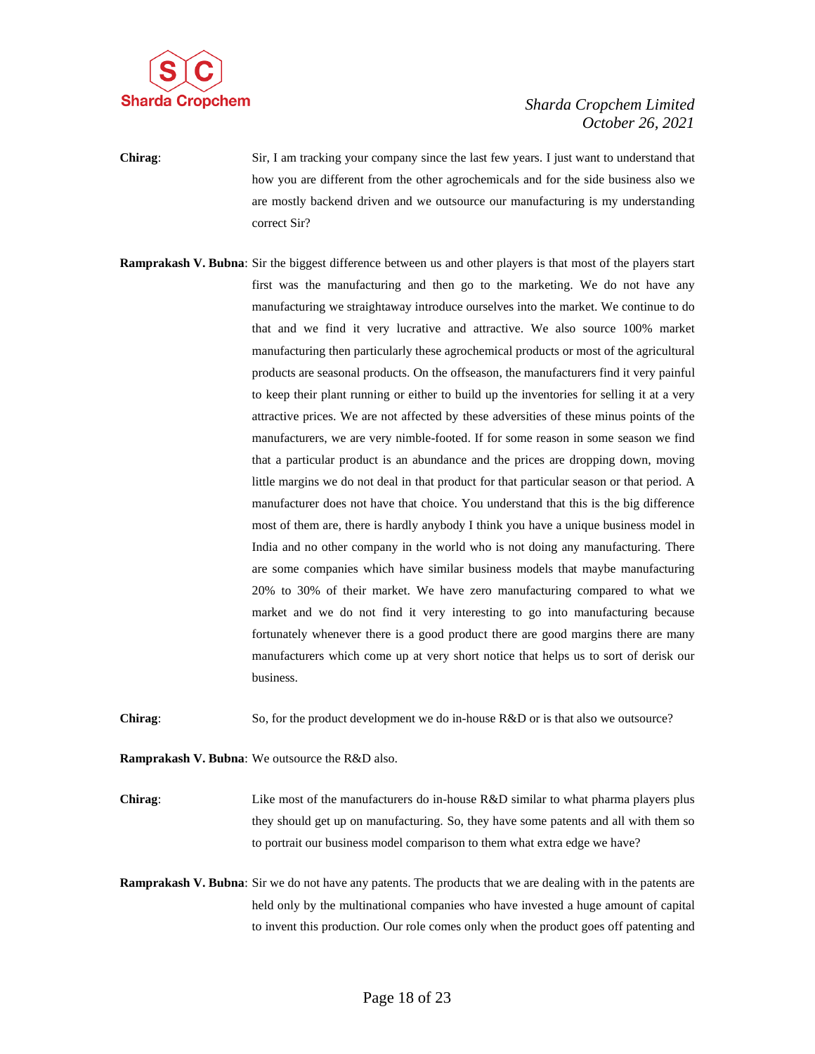**Chirag**: Sir, I am tracking your company since the last few years. I just want to understand that how you are different from the other agrochemicals and for the side business also we are mostly backend driven and we outsource our manufacturing is my understanding correct Sir?

**Ramprakash V. Bubna**: Sir the biggest difference between us and other players is that most of the players start first was the manufacturing and then go to the marketing. We do not have any manufacturing we straightaway introduce ourselves into the market. We continue to do that and we find it very lucrative and attractive. We also source 100% market manufacturing then particularly these agrochemical products or most of the agricultural products are seasonal products. On the offseason, the manufacturers find it very painful to keep their plant running or either to build up the inventories for selling it at a very attractive prices. We are not affected by these adversities of these minus points of the manufacturers, we are very nimble-footed. If for some reason in some season we find that a particular product is an abundance and the prices are dropping down, moving little margins we do not deal in that product for that particular season or that period. A manufacturer does not have that choice. You understand that this is the big difference most of them are, there is hardly anybody I think you have a unique business model in India and no other company in the world who is not doing any manufacturing. There are some companies which have similar business models that maybe manufacturing 20% to 30% of their market. We have zero manufacturing compared to what we market and we do not find it very interesting to go into manufacturing because fortunately whenever there is a good product there are good margins there are many manufacturers which come up at very short notice that helps us to sort of derisk our business.

**Chirag**: So, for the product development we do in-house R&D or is that also we outsource?

**Ramprakash V. Bubna**: We outsource the R&D also.

**Chirag**: Like most of the manufacturers do in-house R&D similar to what pharma players plus they should get up on manufacturing. So, they have some patents and all with them so to portrait our business model comparison to them what extra edge we have?

**Ramprakash V. Bubna**: Sir we do not have any patents. The products that we are dealing with in the patents are held only by the multinational companies who have invested a huge amount of capital to invent this production. Our role comes only when the product goes off patenting and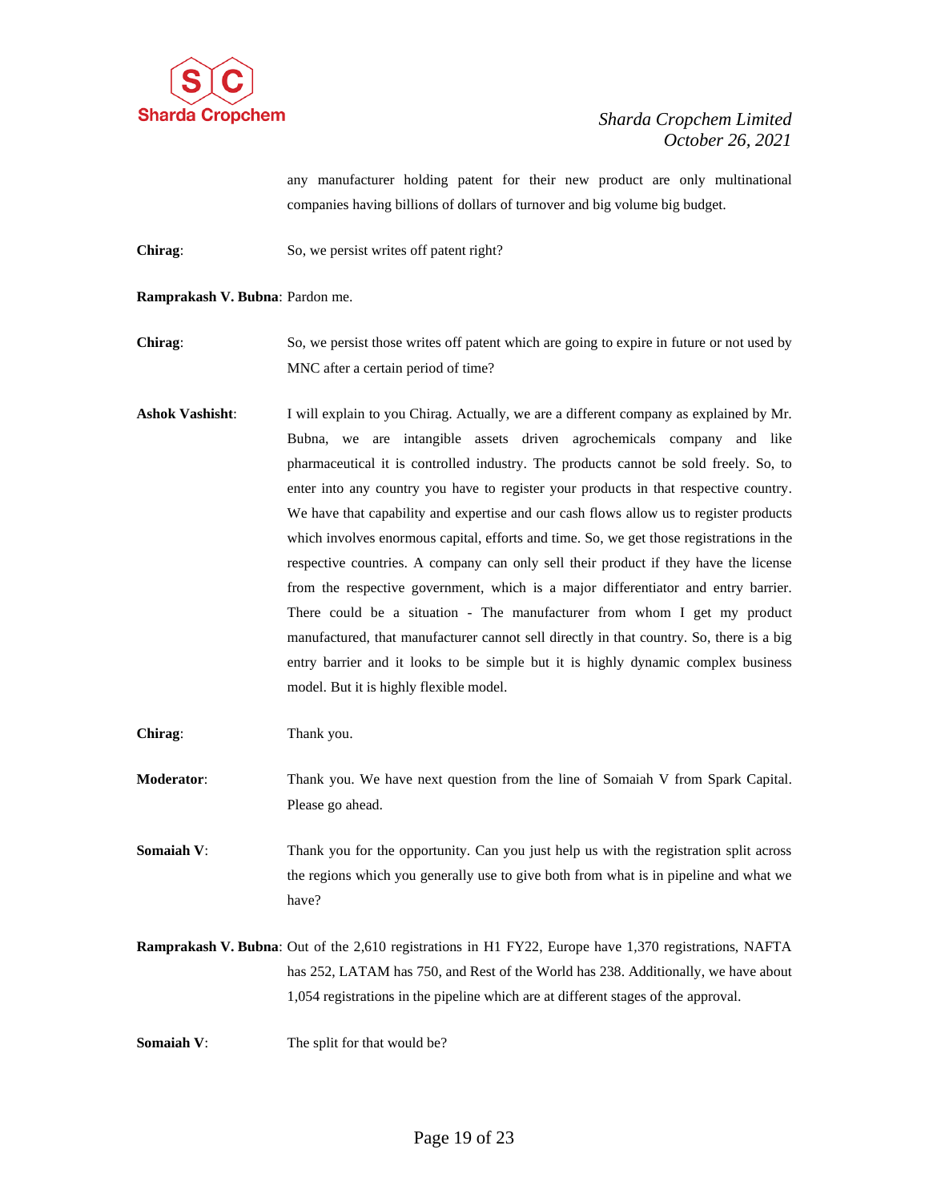any manufacturer holding patent for their new product are only multinational companies having billions of dollars of turnover and big volume big budget.

**Chirag**: So, we persist writes off patent right?

**Ramprakash V. Bubna**: Pardon me.

**Chirag**: So, we persist those writes off patent which are going to expire in future or not used by MNC after a certain period of time?

**Ashok Vashisht**: I will explain to you Chirag. Actually, we are a different company as explained by Mr. Bubna, we are intangible assets driven agrochemicals company and like pharmaceutical it is controlled industry. The products cannot be sold freely. So, to enter into any country you have to register your products in that respective country. We have that capability and expertise and our cash flows allow us to register products which involves enormous capital, efforts and time. So, we get those registrations in the respective countries. A company can only sell their product if they have the license from the respective government, which is a major differentiator and entry barrier. There could be a situation - The manufacturer from whom I get my product manufactured, that manufacturer cannot sell directly in that country. So, there is a big entry barrier and it looks to be simple but it is highly dynamic complex business model. But it is highly flexible model.

**Chirag**: Thank you.

**Moderator**: Thank you. We have next question from the line of Somaiah V from Spark Capital. Please go ahead.

**Somaiah V**: Thank you for the opportunity. Can you just help us with the registration split across the regions which you generally use to give both from what is in pipeline and what we have?

**Ramprakash V. Bubna**: Out of the 2,610 registrations in H1 FY22, Europe have 1,370 registrations, NAFTA has 252, LATAM has 750, and Rest of the World has 238. Additionally, we have about 1,054 registrations in the pipeline which are at different stages of the approval.

**Somaiah V**: The split for that would be?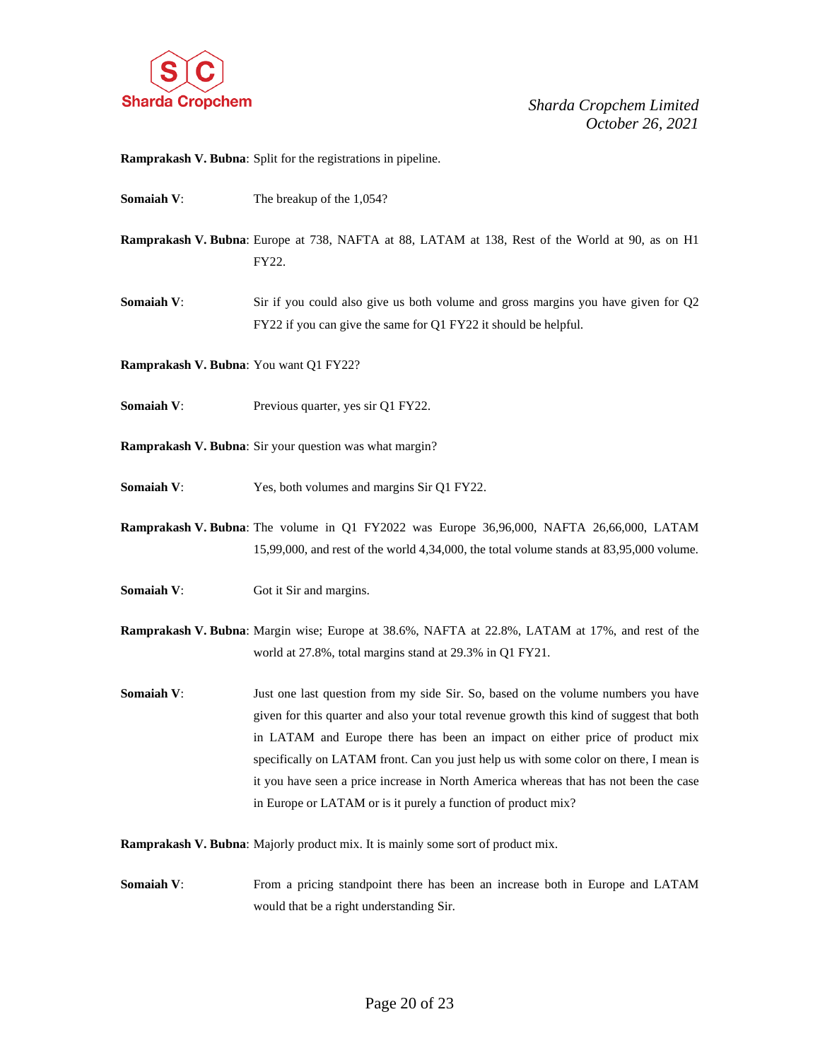**Ramprakash V. Bubna**: Split for the registrations in pipeline.

**Somaiah V**: The breakup of the 1,054?

**Ramprakash V. Bubna**: Europe at 738, NAFTA at 88, LATAM at 138, Rest of the World at 90, as on H1 FY22.

**Somaiah V**: Sir if you could also give us both volume and gross margins you have given for Q2 FY22 if you can give the same for Q1 FY22 it should be helpful.

**Ramprakash V. Bubna**: You want Q1 FY22?

**Somaiah V**: Previous quarter, yes sir Q1 FY22.

**Ramprakash V. Bubna**: Sir your question was what margin?

**Somaiah V**: Yes, both volumes and margins Sir Q1 FY22.

**Ramprakash V. Bubna**: The volume in Q1 FY2022 was Europe 36,96,000, NAFTA 26,66,000, LATAM 15,99,000, and rest of the world 4,34,000, the total volume stands at 83,95,000 volume.

**Somaiah V**: Got it Sir and margins.

**Ramprakash V. Bubna**: Margin wise; Europe at 38.6%, NAFTA at 22.8%, LATAM at 17%, and rest of the world at 27.8%, total margins stand at 29.3% in Q1 FY21.

**Somaiah V**: Just one last question from my side Sir. So, based on the volume numbers you have given for this quarter and also your total revenue growth this kind of suggest that both in LATAM and Europe there has been an impact on either price of product mix specifically on LATAM front. Can you just help us with some color on there, I mean is it you have seen a price increase in North America whereas that has not been the case in Europe or LATAM or is it purely a function of product mix?

**Ramprakash V. Bubna**: Majorly product mix. It is mainly some sort of product mix.

**Somaiah V**: From a pricing standpoint there has been an increase both in Europe and LATAM would that be a right understanding Sir.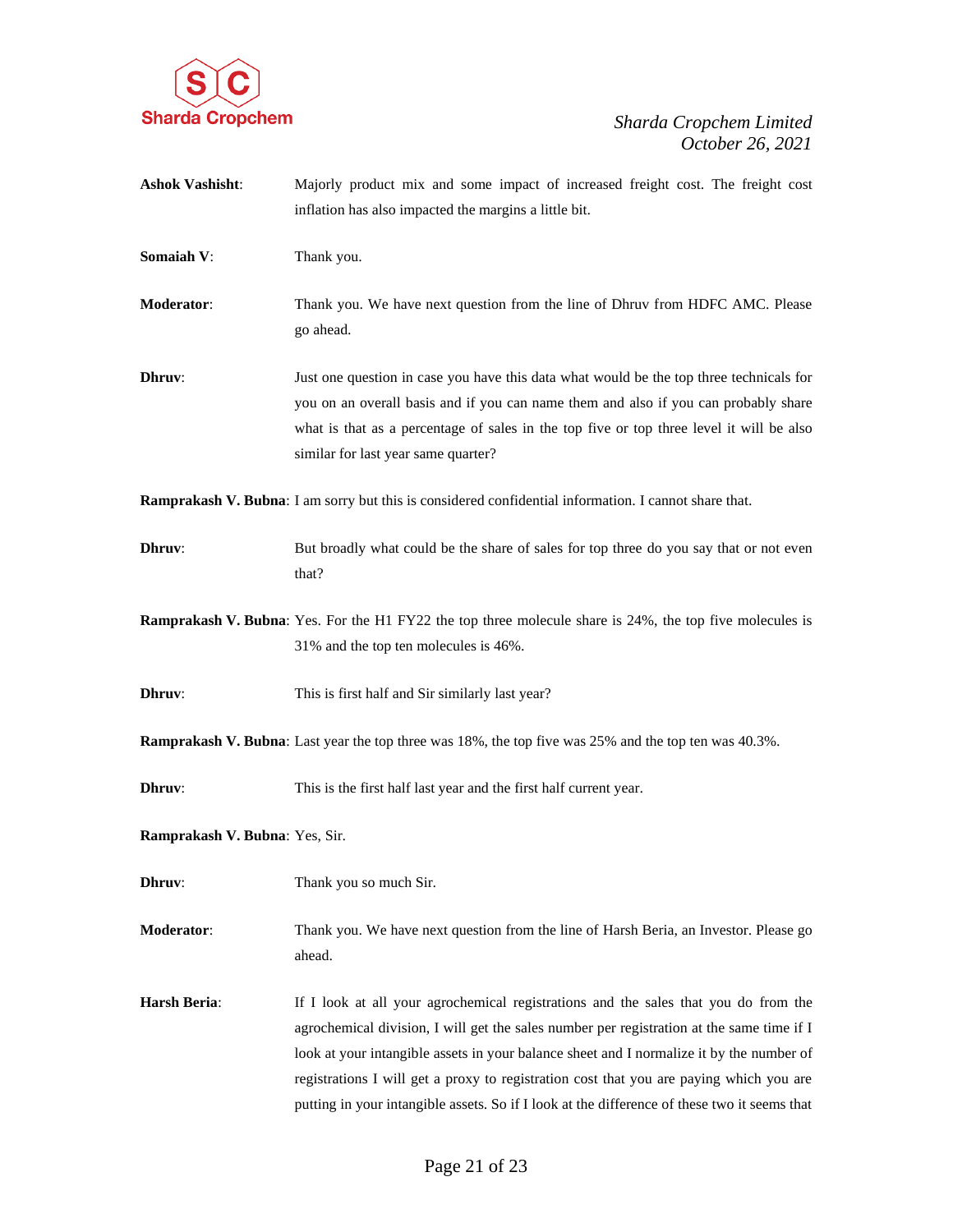**Ashok Vashisht**: Majorly product mix and some impact of increased freight cost. The freight cost inflation has also impacted the margins a little bit.

**Somaiah V**: Thank you.

**Moderator**: Thank you. We have next question from the line of Dhruv from HDFC AMC. Please go ahead.

**Dhruv**: Just one question in case you have this data what would be the top three technicals for you on an overall basis and if you can name them and also if you can probably share what is that as a percentage of sales in the top five or top three level it will be also similar for last year same quarter?

**Ramprakash V. Bubna**: I am sorry but this is considered confidential information. I cannot share that.

**Dhruv**: But broadly what could be the share of sales for top three do you say that or not even that?

**Ramprakash V. Bubna**: Yes. For the H1 FY22 the top three molecule share is 24%, the top five molecules is 31% and the top ten molecules is 46%.

**Dhruv**: This is first half and Sir similarly last year?

**Ramprakash V. Bubna**: Last year the top three was 18%, the top five was 25% and the top ten was 40.3%.

**Dhruv**: This is the first half last year and the first half current year.

**Ramprakash V. Bubna**: Yes, Sir.

**Dhruv**: Thank you so much Sir.

**Moderator**: Thank you. We have next question from the line of Harsh Beria, an Investor. Please go ahead.

**Harsh Beria**: If I look at all your agrochemical registrations and the sales that you do from the agrochemical division, I will get the sales number per registration at the same time if I look at your intangible assets in your balance sheet and I normalize it by the number of registrations I will get a proxy to registration cost that you are paying which you are putting in your intangible assets. So if I look at the difference of these two it seems that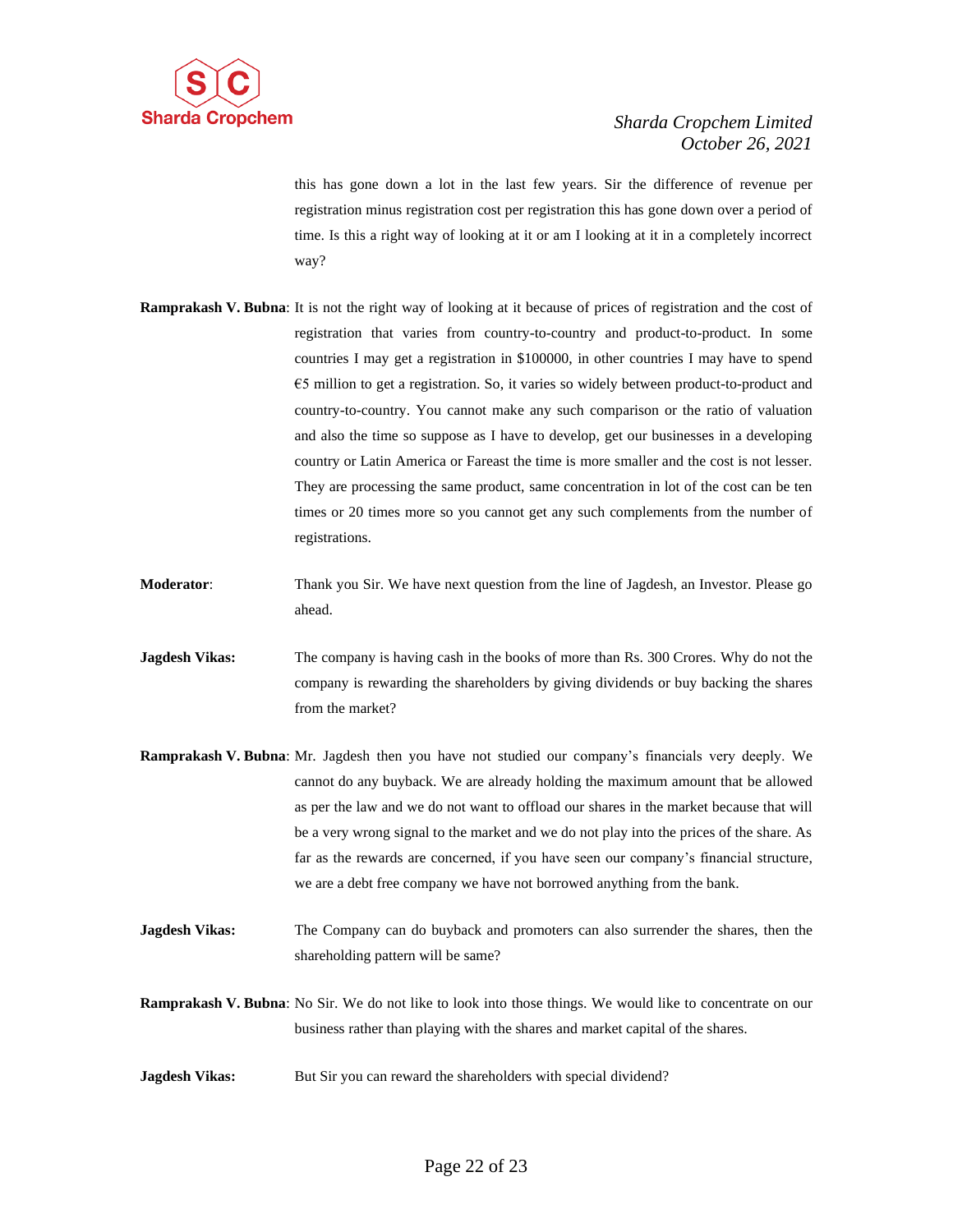this has gone down a lot in the last few years. Sir the difference of revenue per registration minus registration cost per registration this has gone down over a period of time. Is this a right way of looking at it or am I looking at it in a completely incorrect way?

**Ramprakash V. Bubna**: It is not the right way of looking at it because of prices of registration and the cost of registration that varies from country-to-country and product-to-product. In some countries I may get a registration in $100000, in other countries I may have to spend €5 million to get a registration. So, it varies so widely between product-to-product and country-to-country. You cannot make any such comparison or the ratio of valuation and also the time so suppose as I have to develop, get our businesses in a developing country or Latin America or Fareast the time is more smaller and the cost is not lesser. They are processing the same product, same concentration in lot of the cost can be ten times or 20 times more so you cannot get any such complements from the number of registrations.

**Moderator**: Thank you Sir. We have next question from the line of Jagdesh, an Investor. Please go ahead.

**Jagdesh Vikas:** The company is having cash in the books of more than Rs. 300 Crores. Why do not the company is rewarding the shareholders by giving dividends or buy backing the shares from the market?

**Ramprakash V. Bubna**: Mr. Jagdesh then you have not studied our company's financials very deeply. We cannot do any buyback. We are already holding the maximum amount that be allowed as per the law and we do not want to offload our shares in the market because that will be a very wrong signal to the market and we do not play into the prices of the share. As far as the rewards are concerned, if you have seen our company's financial structure, we are a debt free company we have not borrowed anything from the bank.

**Jagdesh Vikas:** The Company can do buyback and promoters can also surrender the shares, then the shareholding pattern will be same?

**Ramprakash V. Bubna**: No Sir. We do not like to look into those things. We would like to concentrate on our business rather than playing with the shares and market capital of the shares.

**Jagdesh Vikas:** But Sir you can reward the shareholders with special dividend?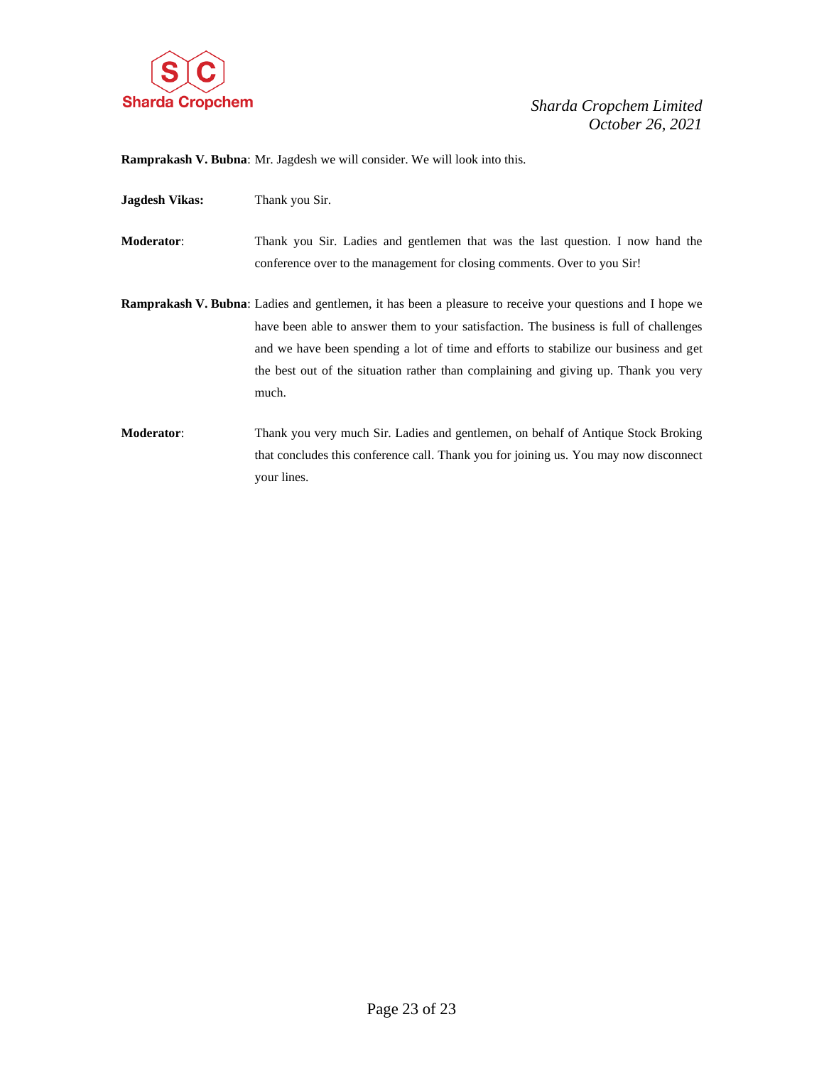**Ramprakash V. Bubna**: Mr. Jagdesh we will consider. We will look into this.

**Jagdesh Vikas:** Thank you Sir.

**Moderator**: Thank you Sir. Ladies and gentlemen that was the last question. I now hand the conference over to the management for closing comments. Over to you Sir!

**Ramprakash V. Bubna**: Ladies and gentlemen, it has been a pleasure to receive your questions and I hope we have been able to answer them to your satisfaction. The business is full of challenges and we have been spending a lot of time and efforts to stabilize our business and get the best out of the situation rather than complaining and giving up. Thank you very much.

**Moderator**: Thank you very much Sir. Ladies and gentlemen, on behalf of Antique Stock Broking that concludes this conference call. Thank you for joining us. You may now disconnect your lines.